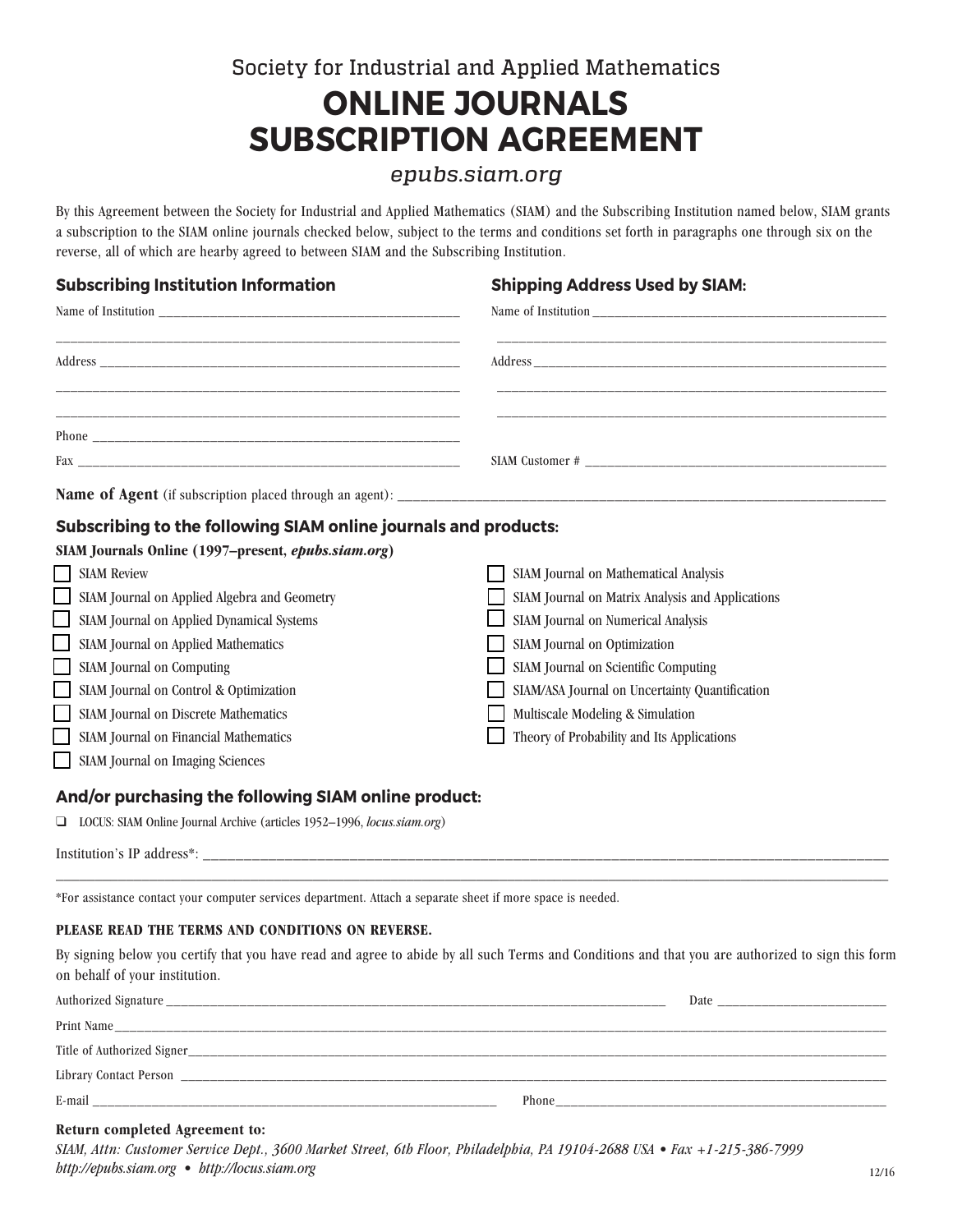Society for Industrial and Applied Mathematics

# ONLINE JOURNALS SUBSCRIPTION AGREEMENT

*epubs.siam.org*

By this Agreement between the Society for Industrial and Applied Mathematics (SIAM) and the Subscribing Institution named below, SIAM grants a subscription to the SIAM online journals checked below, subject to the terms and conditions set forth in paragraphs one through six on the reverse, all of which are hearby agreed to between SIAM and the Subscribing Institution.

## Subscribing Institution Information

Name of Institution ______________________________________________

______________________________________________

Address ______________________________________________

______________________________________________

______________________________________________

Phone ______________________________________________

Fax ______________________________________________

## Shipping Address Used by SIAM:

Name of Institution ______________________________________________

______________________________________________

Address ______________________________________________

______________________________________________

______________________________________________

SIAM Customer # ______________________________________________

**Name of Agent** (if subscription placed through an agent): ______________________________________________

## Subscribing to the following SIAM online journals and products:

**SIAM Journals Online (1997–present, *epubs.siam.org*)**

- ☐ SIAM Review
- ☐ SIAM Journal on Applied Algebra and Geometry
- ☐ SIAM Journal on Applied Dynamical Systems
- ☐ SIAM Journal on Applied Mathematics
- ☐ SIAM Journal on Computing
- ☐ SIAM Journal on Control & Optimization
- ☐ SIAM Journal on Discrete Mathematics
- ☐ SIAM Journal on Financial Mathematics
- ☐ SIAM Journal on Imaging Sciences
- ☐ SIAM Journal on Mathematical Analysis
- ☐ SIAM Journal on Matrix Analysis and Applications
- ☐ SIAM Journal on Numerical Analysis
- ☐ SIAM Journal on Optimization
- ☐ SIAM Journal on Scientific Computing
- ☐ SIAM/ASA Journal on Uncertainty Quantification
- ☐ Multiscale Modeling & Simulation
- ☐ Theory of Probability and Its Applications

## And/or purchasing the following SIAM online product:

- ☐ LOCUS: SIAM Online Journal Archive (articles 1952–1996, *locus.siam.org*)

Institution's IP address*: ______________________________________________

______________________________________________

*For assistance contact your computer services department. Attach a separate sheet if more space is needed.

**PLEASE READ THE TERMS AND CONDITIONS ON REVERSE.**

By signing below you certify that you have read and agree to abide by all such Terms and Conditions and that you are authorized to sign this form on behalf of your institution.

Authorized Signature ______________________________________________ Date ____________________

Print Name ______________________________________________

Title of Authorized Signer ______________________________________________

Library Contact Person ______________________________________________

E-mail ______________________________ Phone ______________________________

**Return completed Agreement to:**

*SIAM, Attn: Customer Service Dept., 3600 Market Street, 6th Floor, Philadelphia, PA 19104-2688 USA • Fax +1-215-386-7999*
*http://epubs.siam.org • http://locus.siam.org*

12/16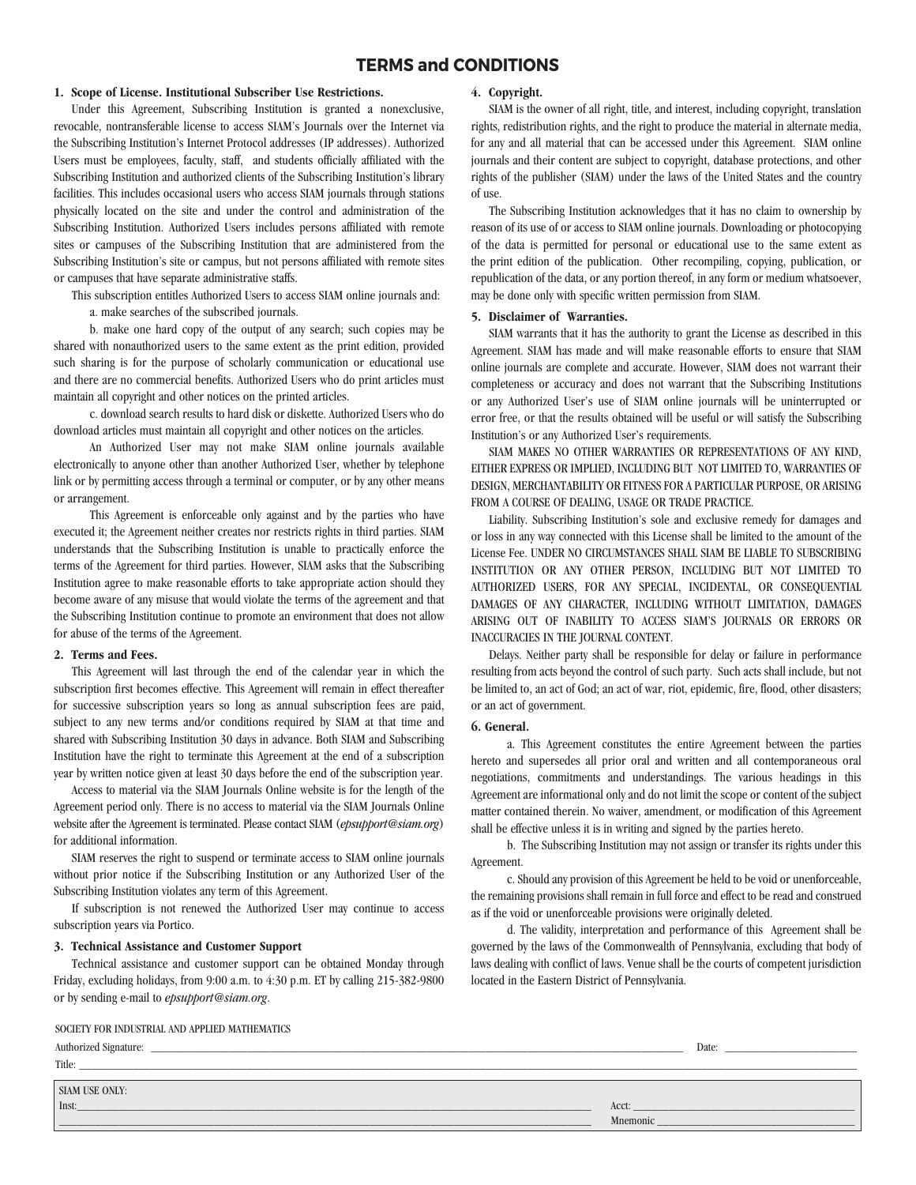# TERMS and CONDITIONS

**1. Scope of License. Institutional Subscriber Use Restrictions.**

Under this Agreement, Subscribing Institution is granted a nonexclusive, revocable, nontransferable license to access SIAM's Journals over the Internet via the Subscribing Institution's Internet Protocol addresses (IP addresses). Authorized Users must be employees, faculty, staff, and students officially affiliated with the Subscribing Institution and authorized clients of the Subscribing Institution's library facilities. This includes occasional users who access SIAM journals through stations physically located on the site and under the control and administration of the Subscribing Institution. Authorized Users includes persons affiliated with remote sites or campuses of the Subscribing Institution that are administered from the Subscribing Institution's site or campus, but not persons affiliated with remote sites or campuses that have separate administrative staffs.

This subscription entitles Authorized Users to access SIAM online journals and:

a. make searches of the subscribed journals.

b. make one hard copy of the output of any search; such copies may be shared with nonauthorized users to the same extent as the print edition, provided such sharing is for the purpose of scholarly communication or educational use and there are no commercial benefits. Authorized Users who do print articles must maintain all copyright and other notices on the printed articles.

c. download search results to hard disk or diskette. Authorized Users who do download articles must maintain all copyright and other notices on the articles.

An Authorized User may not make SIAM online journals available electronically to anyone other than another Authorized User, whether by telephone link or by permitting access through a terminal or computer, or by any other means or arrangement.

This Agreement is enforceable only against and by the parties who have executed it; the Agreement neither creates nor restricts rights in third parties. SIAM understands that the Subscribing Institution is unable to practically enforce the terms of the Agreement for third parties. However, SIAM asks that the Subscribing Institution agree to make reasonable efforts to take appropriate action should they become aware of any misuse that would violate the terms of the agreement and that the Subscribing Institution continue to promote an environment that does not allow for abuse of the terms of the Agreement.

**2. Terms and Fees.**

This Agreement will last through the end of the calendar year in which the subscription first becomes effective. This Agreement will remain in effect thereafter for successive subscription years so long as annual subscription fees are paid, subject to any new terms and/or conditions required by SIAM at that time and shared with Subscribing Institution 30 days in advance. Both SIAM and Subscribing Institution have the right to terminate this Agreement at the end of a subscription year by written notice given at least 30 days before the end of the subscription year.

Access to material via the SIAM Journals Online website is for the length of the Agreement period only. There is no access to material via the SIAM Journals Online website after the Agreement is terminated. Please contact SIAM (*epsupport@siam.org*) for additional information.

SIAM reserves the right to suspend or terminate access to SIAM online journals without prior notice if the Subscribing Institution or any Authorized User of the Subscribing Institution violates any term of this Agreement.

If subscription is not renewed the Authorized User may continue to access subscription years via Portico.

**3. Technical Assistance and Customer Support**

Technical assistance and customer support can be obtained Monday through Friday, excluding holidays, from 9:00 a.m. to 4:30 p.m. ET by calling 215-382-9800 or by sending e-mail to *epsupport@siam.org*.

**4. Copyright.**

SIAM is the owner of all right, title, and interest, including copyright, translation rights, redistribution rights, and the right to produce the material in alternate media, for any and all material that can be accessed under this Agreement. SIAM online journals and their content are subject to copyright, database protections, and other rights of the publisher (SIAM) under the laws of the United States and the country of use.

The Subscribing Institution acknowledges that it has no claim to ownership by reason of its use of or access to SIAM online journals. Downloading or photocopying of the data is permitted for personal or educational use to the same extent as the print edition of the publication. Other recompiling, copying, publication, or republication of the data, or any portion thereof, in any form or medium whatsoever, may be done only with specific written permission from SIAM.

**5. Disclaimer of Warranties.**

SIAM warrants that it has the authority to grant the License as described in this Agreement. SIAM has made and will make reasonable efforts to ensure that SIAM online journals are complete and accurate. However, SIAM does not warrant their completeness or accuracy and does not warrant that the Subscribing Institutions or any Authorized User's use of SIAM online journals will be uninterrupted or error free, or that the results obtained will be useful or will satisfy the Subscribing Institution's or any Authorized User's requirements.

SIAM MAKES NO OTHER WARRANTIES OR REPRESENTATIONS OF ANY KIND, EITHER EXPRESS OR IMPLIED, INCLUDING BUT NOT LIMITED TO, WARRANTIES OF DESIGN, MERCHANTABILITY OR FITNESS FOR A PARTICULAR PURPOSE, OR ARISING FROM A COURSE OF DEALING, USAGE OR TRADE PRACTICE.

Liability. Subscribing Institution's sole and exclusive remedy for damages and or loss in any way connected with this License shall be limited to the amount of the License Fee. UNDER NO CIRCUMSTANCES SHALL SIAM BE LIABLE TO SUBSCRIBING INSTITUTION OR ANY OTHER PERSON, INCLUDING BUT NOT LIMITED TO AUTHORIZED USERS, FOR ANY SPECIAL, INCIDENTAL, OR CONSEQUENTIAL DAMAGES OF ANY CHARACTER, INCLUDING WITHOUT LIMITATION, DAMAGES ARISING OUT OF INABILITY TO ACCESS SIAM'S JOURNALS OR ERRORS OR INACCURACIES IN THE JOURNAL CONTENT.

Delays. Neither party shall be responsible for delay or failure in performance resulting from acts beyond the control of such party. Such acts shall include, but not be limited to, an act of God; an act of war, riot, epidemic, fire, flood, other disasters; or an act of government.

**6. General.**

a. This Agreement constitutes the entire Agreement between the parties hereto and supersedes all prior oral and written and all contemporaneous oral negotiations, commitments and understandings. The various headings in this Agreement are informational only and do not limit the scope or content of the subject matter contained therein. No waiver, amendment, or modification of this Agreement shall be effective unless it is in writing and signed by the parties hereto.

b. The Subscribing Institution may not assign or transfer its rights under this Agreement.

c. Should any provision of this Agreement be held to be void or unenforceable, the remaining provisions shall remain in full force and effect to be read and construed as if the void or unenforceable provisions were originally deleted.

d. The validity, interpretation and performance of this Agreement shall be governed by the laws of the Commonwealth of Pennsylvania, excluding that body of laws dealing with conflict of laws. Venue shall be the courts of competent jurisdiction located in the Eastern District of Pennsylvania.

SOCIETY FOR INDUSTRIAL AND APPLIED MATHEMATICS

Authorized Signature: ______________________________ Date: ______________

Title: ______________________________

SIAM USE ONLY:

Inst: ______________________________ Acct: ______________

______________________________ Mnemonic ______________